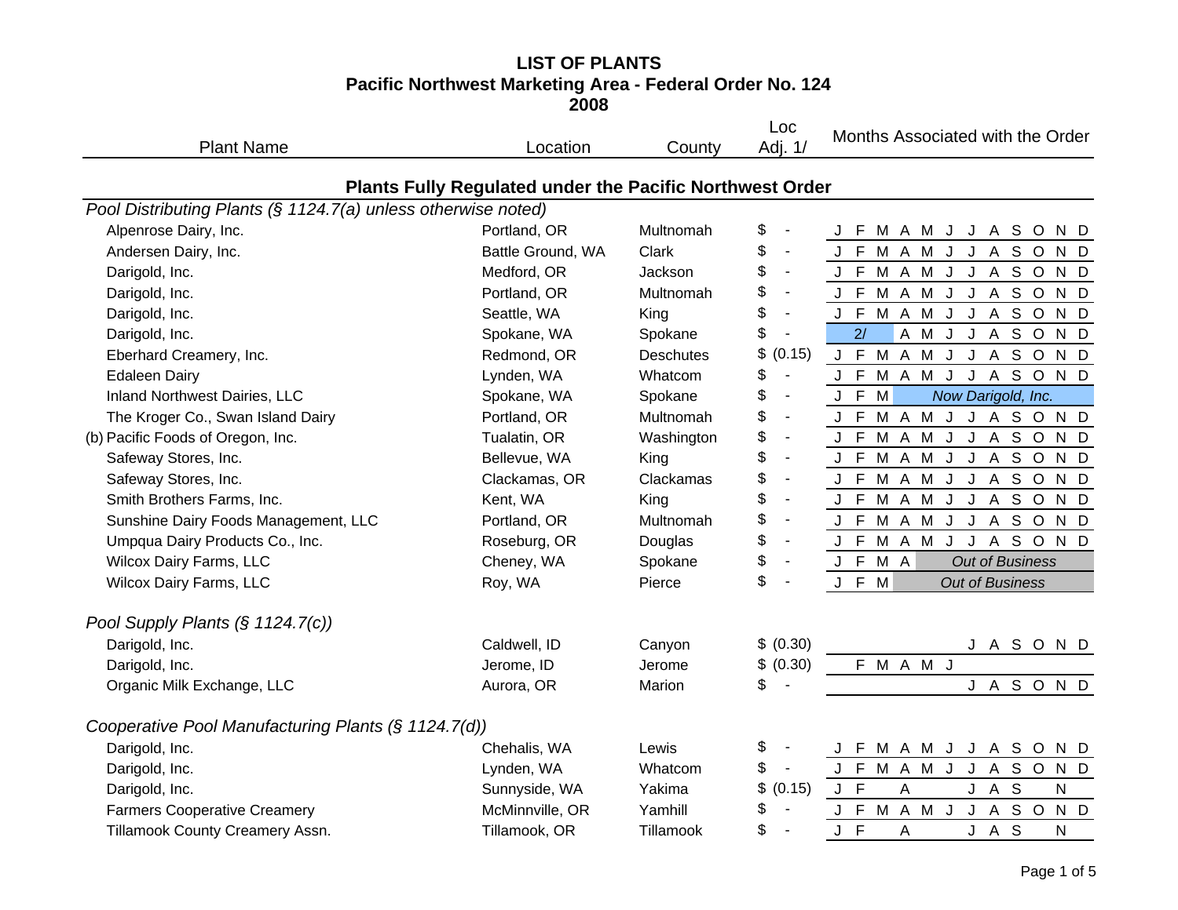# LIST OF PLANTS
## Pacific Northwest Marketing Area - Federal Order No. 124
## 2008

| Plant Name | Location | County | Loc Adj. 1/ | Months Associated with the Order |
|---|---|---|---|---|
| **Plants Fully Regulated under the Pacific Northwest Order** | | | | |
| *Pool Distributing Plants (§ 1124.7(a) unless otherwise noted)* | | | | |
| Alpenrose Dairy, Inc. | Portland, OR | Multnomah | $ - | J F M A M J J A S O N D |
| Andersen Dairy, Inc. | Battle Ground, WA | Clark | $ - | J F M A M J J A S O N D |
| Darigold, Inc. | Medford, OR | Jackson | $ - | J F M A M J J A S O N D |
| Darigold, Inc. | Portland, OR | Multnomah | $ - | J F M A M J J A S O N D |
| Darigold, Inc. | Seattle, WA | King | $ - | J F M A M J J A S O N D |
| Darigold, Inc. | Spokane, WA | Spokane | $ - | 2/ A M J J A S O N D |
| Eberhard Creamery, Inc. | Redmond, OR | Deschutes | $ (0.15) | J F M A M J J A S O N D |
| Edaleen Dairy | Lynden, WA | Whatcom | $ - | J F M A M J J A S O N D |
| Inland Northwest Dairies, LLC | Spokane, WA | Spokane | $ - | J F M *Now Darigold, Inc.* |
| The Kroger Co., Swan Island Dairy | Portland, OR | Multnomah | $ - | J F M A M J J A S O N D |
| (b) Pacific Foods of Oregon, Inc. | Tualatin, OR | Washington | $ - | J F M A M J J A S O N D |
| Safeway Stores, Inc. | Bellevue, WA | King | $ - | J F M A M J J A S O N D |
| Safeway Stores, Inc. | Clackamas, OR | Clackamas | $ - | J F M A M J J A S O N D |
| Smith Brothers Farms, Inc. | Kent, WA | King | $ - | J F M A M J J A S O N D |
| Sunshine Dairy Foods Management, LLC | Portland, OR | Multnomah | $ - | J F M A M J J A S O N D |
| Umpqua Dairy Products Co., Inc. | Roseburg, OR | Douglas | $ - | J F M A M J J A S O N D |
| Wilcox Dairy Farms, LLC | Cheney, WA | Spokane | $ - | J F M A *Out of Business* |
| Wilcox Dairy Farms, LLC | Roy, WA | Pierce | $ - | J F M *Out of Business* |
| *Pool Supply Plants (§ 1124.7(c))* | | | | |
| Darigold, Inc. | Caldwell, ID | Canyon | $ (0.30) | J A S O N D |
| Darigold, Inc. | Jerome, ID | Jerome | $ (0.30) | F M A M J |
| Organic Milk Exchange, LLC | Aurora, OR | Marion | $ - | J A S O N D |
| *Cooperative Pool Manufacturing Plants (§ 1124.7(d))* | | | | |
| Darigold, Inc. | Chehalis, WA | Lewis | $ - | J F M A M J J A S O N D |
| Darigold, Inc. | Lynden, WA | Whatcom | $ - | J F M A M J J A S O N D |
| Darigold, Inc. | Sunnyside, WA | Yakima | $ (0.15) | J F A J A S N |
| Farmers Cooperative Creamery | McMinnville, OR | Yamhill | $ - | J F M A M J J A S O N D |
| Tillamook County Creamery Assn. | Tillamook, OR | Tillamook | $ - | J F A J A S N |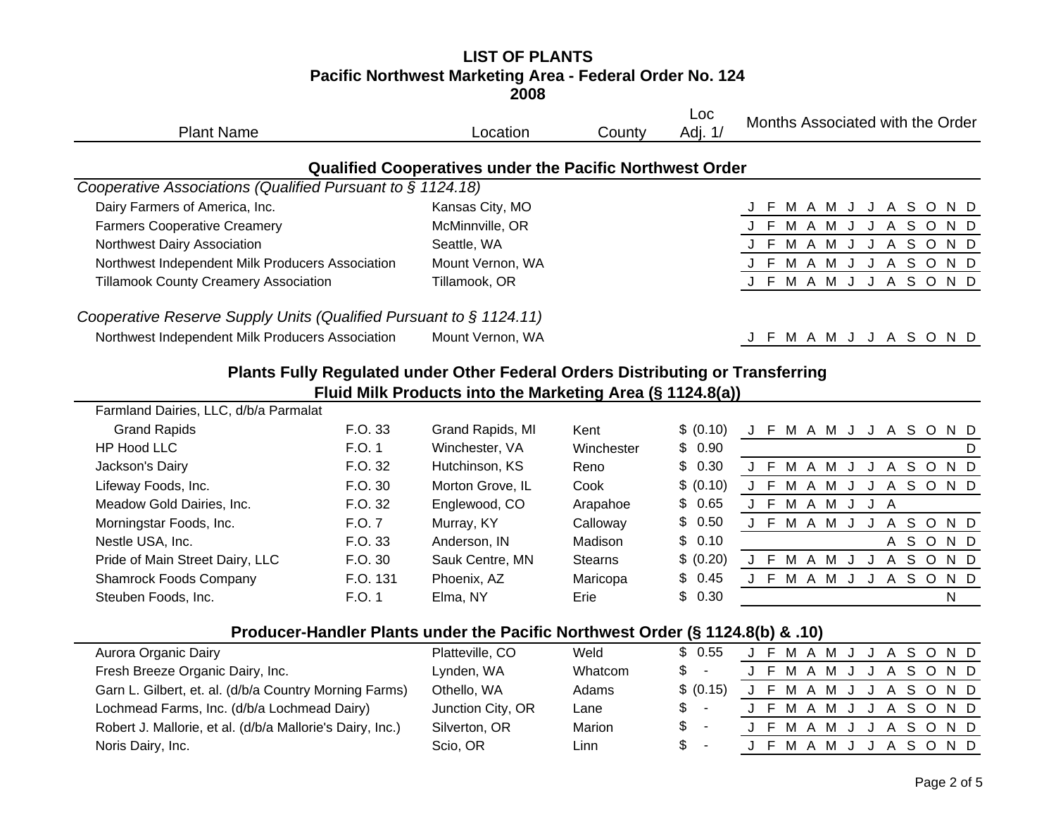# LIST OF PLANTS
## Pacific Northwest Marketing Area - Federal Order No. 124
## 2008

### Qualified Cooperatives under the Pacific Northwest Order

*Cooperative Associations (Qualified Pursuant to § 1124.18)*

| Plant Name | | Location | County | Loc Adj. 1/ | Months Associated with the Order |
|---|---|---|---|---|---|
| Dairy Farmers of America, Inc. | | Kansas City, MO | | | J F M A M J J A S O N D |
| Farmers Cooperative Creamery | | McMinnville, OR | | | J F M A M J J A S O N D |
| Northwest Dairy Association | | Seattle, WA | | | J F M A M J J A S O N D |
| Northwest Independent Milk Producers Association | | Mount Vernon, WA | | | J F M A M J J A S O N D |
| Tillamook County Creamery Association | | Tillamook, OR | | | J F M A M J J A S O N D |

*Cooperative Reserve Supply Units (Qualified Pursuant to § 1124.11)*

| Plant Name | | Location | County | Loc Adj. 1/ | Months Associated with the Order |
|---|---|---|---|---|---|
| Northwest Independent Milk Producers Association | | Mount Vernon, WA | | | J F M A M J J A S O N D |

### Plants Fully Regulated under Other Federal Orders Distributing or Transferring Fluid Milk Products into the Marketing Area (§ 1124.8(a))

| Plant Name | | Location | County | Loc Adj. 1/ | Months Associated with the Order |
|---|---|---|---|---|---|
| Farmland Dairies, LLC, d/b/a Parmalat Grand Rapids | F.O. 33 | Grand Rapids, MI | Kent | $ (0.10) | J F M A M J J A S O N D |
| HP Hood LLC | F.O. 1 | Winchester, VA | Winchester | $ 0.90 | D |
| Jackson's Dairy | F.O. 32 | Hutchinson, KS | Reno | $ 0.30 | J F M A M J J A S O N D |
| Lifeway Foods, Inc. | F.O. 30 | Morton Grove, IL | Cook | $ (0.10) | J F M A M J J A S O N D |
| Meadow Gold Dairies, Inc. | F.O. 32 | Englewood, CO | Arapahoe | $ 0.65 | J F M A M J J A |
| Morningstar Foods, Inc. | F.O. 7 | Murray, KY | Calloway | $ 0.50 | J F M A M J J A S O N D |
| Nestle USA, Inc. | F.O. 33 | Anderson, IN | Madison | $ 0.10 | A S O N D |
| Pride of Main Street Dairy, LLC | F.O. 30 | Sauk Centre, MN | Stearns | $ (0.20) | J F M A M J J A S O N D |
| Shamrock Foods Company | F.O. 131 | Phoenix, AZ | Maricopa | $ 0.45 | J F M A M J J A S O N D |
| Steuben Foods, Inc. | F.O. 1 | Elma, NY | Erie | $ 0.30 | N |

### Producer-Handler Plants under the Pacific Northwest Order (§ 1124.8(b) & .10)

| Plant Name | | Location | County | Loc Adj. 1/ | Months Associated with the Order |
|---|---|---|---|---|---|
| Aurora Organic Dairy | | Platteville, CO | Weld | $ 0.55 | J F M A M J J A S O N D |
| Fresh Breeze Organic Dairy, Inc. | | Lynden, WA | Whatcom | $ - | J F M A M J J A S O N D |
| Garn L. Gilbert, et. al. (d/b/a Country Morning Farms) | | Othello, WA | Adams | $ (0.15) | J F M A M J J A S O N D |
| Lochmead Farms, Inc. (d/b/a Lochmead Dairy) | | Junction City, OR | Lane | $ - | J F M A M J J A S O N D |
| Robert J. Mallorie, et al. (d/b/a Mallorie's Dairy, Inc.) | | Silverton, OR | Marion | $ - | J F M A M J J A S O N D |
| Noris Dairy, Inc. | | Scio, OR | Linn | $ - | J F M A M J J A S O N D |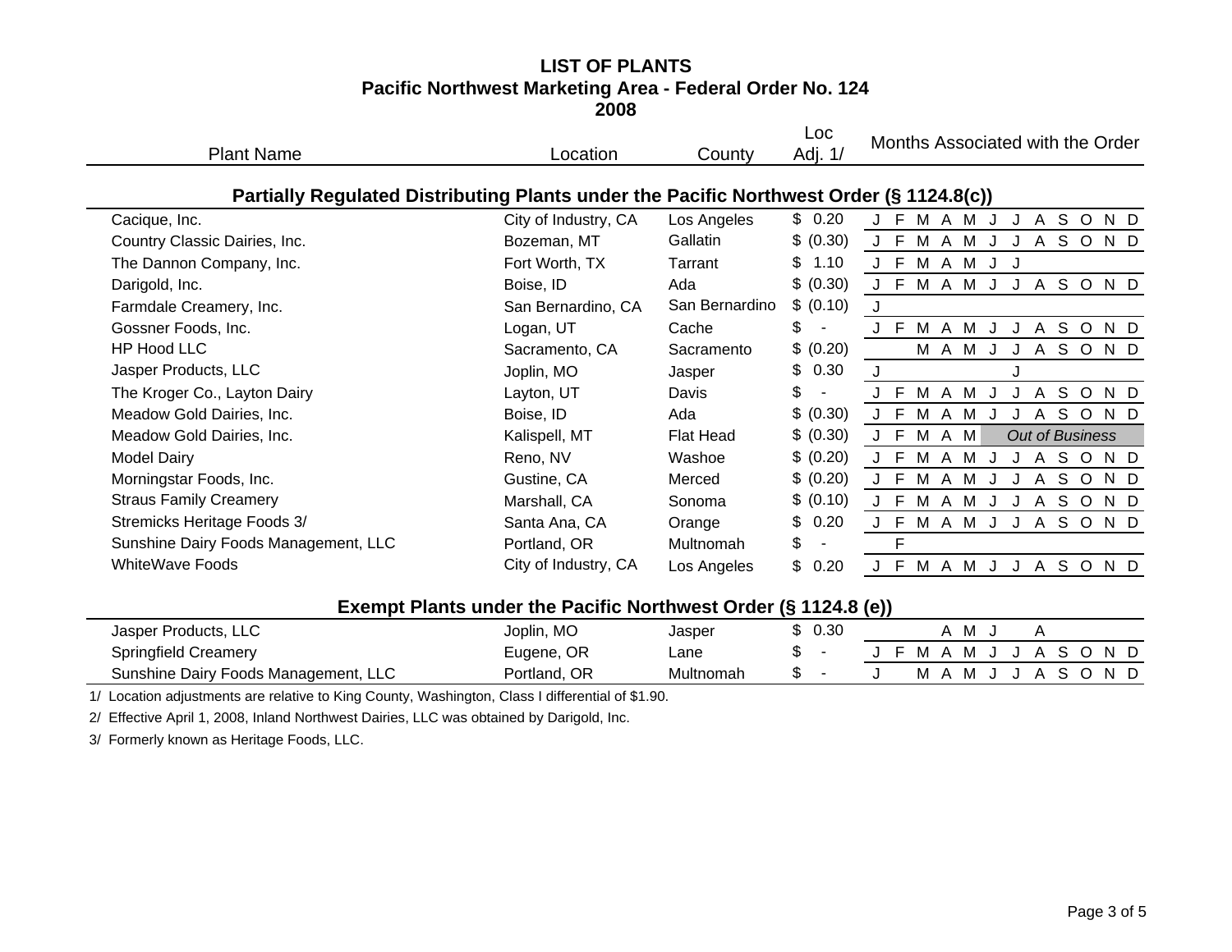# LIST OF PLANTS
## Pacific Northwest Marketing Area - Federal Order No. 124
## 2008

| Plant Name | Location | County | Loc Adj. 1/ | Months Associated with the Order |
|---|---|---|---|---|
| **Partially Regulated Distributing Plants under the Pacific Northwest Order (§ 1124.8(c))** | | | | |
| Cacique, Inc. | City of Industry, CA | Los Angeles | $ 0.20 | J F M A M J J A S O N D |
| Country Classic Dairies, Inc. | Bozeman, MT | Gallatin | $ (0.30) | J F M A M J J A S O N D |
| The Dannon Company, Inc. | Fort Worth, TX | Tarrant | $ 1.10 | J F M A M J J |
| Darigold, Inc. | Boise, ID | Ada | $ (0.30) | J F M A M J J A S O N D |
| Farmdale Creamery, Inc. | San Bernardino, CA | San Bernardino | $ (0.10) | J |
| Gossner Foods, Inc. | Logan, UT | Cache | $ - | J F M A M J J A S O N D |
| HP Hood LLC | Sacramento, CA | Sacramento | $ (0.20) | M A M J J A S O N D |
| Jasper Products, LLC | Joplin, MO | Jasper | $ 0.30 | J J |
| The Kroger Co., Layton Dairy | Layton, UT | Davis | $ - | J F M A M J J A S O N D |
| Meadow Gold Dairies, Inc. | Boise, ID | Ada | $ (0.30) | J F M A M J J A S O N D |
| Meadow Gold Dairies, Inc. | Kalispell, MT | Flat Head | $ (0.30) | J F M A M *Out of Business* |
| Model Dairy | Reno, NV | Washoe | $ (0.20) | J F M A M J J A S O N D |
| Morningstar Foods, Inc. | Gustine, CA | Merced | $ (0.20) | J F M A M J J A S O N D |
| Straus Family Creamery | Marshall, CA | Sonoma | $ (0.10) | J F M A M J J A S O N D |
| Stremicks Heritage Foods 3/ | Santa Ana, CA | Orange | $ 0.20 | J F M A M J J A S O N D |
| Sunshine Dairy Foods Management, LLC | Portland, OR | Multnomah | $ - | F |
| WhiteWave Foods | City of Industry, CA | Los Angeles | $ 0.20 | J F M A M J J A S O N D |
| **Exempt Plants under the Pacific Northwest Order (§ 1124.8 (e))** | | | | |
| Jasper Products, LLC | Joplin, MO | Jasper | $ 0.30 | A M J A |
| Springfield Creamery | Eugene, OR | Lane | $ - | J F M A M J J A S O N D |
| Sunshine Dairy Foods Management, LLC | Portland, OR | Multnomah | $ - | J M A M J J A S O N D |

1/ Location adjustments are relative to King County, Washington, Class I differential of $1.90.

2/ Effective April 1, 2008, Inland Northwest Dairies, LLC was obtained by Darigold, Inc.

3/ Formerly known as Heritage Foods, LLC.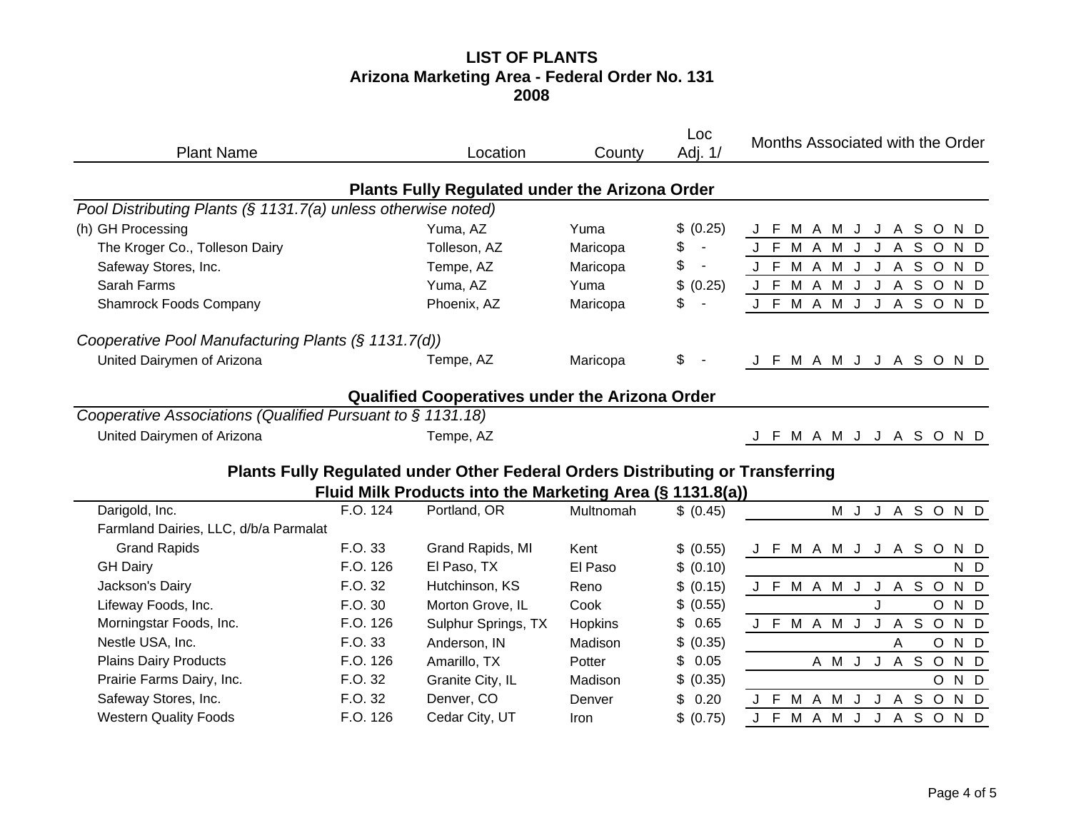# LIST OF PLANTS
## Arizona Marketing Area - Federal Order No. 131
## 2008

### Plants Fully Regulated under the Arizona Order

*Pool Distributing Plants (§ 1131.7(a) unless otherwise noted)*

| Plant Name | Location | County | Loc Adj. 1/ | J | F | M | A | M | J | J | A | S | O | N | D |
|---|---|---|---|---|---|---|---|---|---|---|---|---|---|---|---|
| (h) GH Processing | Yuma, AZ | Yuma | $ (0.25) | J | F | M | A | M | J | J | A | S | O | N | D |
| The Kroger Co., Tolleson Dairy | Tolleson, AZ | Maricopa | $ - | J | F | M | A | M | J | J | A | S | O | N | D |
| Safeway Stores, Inc. | Tempe, AZ | Maricopa | $ - | J | F | M | A | M | J | J | A | S | O | N | D |
| Sarah Farms | Yuma, AZ | Yuma | $ (0.25) | J | F | M | A | M | J | J | A | S | O | N | D |
| Shamrock Foods Company | Phoenix, AZ | Maricopa | $ - | J | F | M | A | M | J | J | A | S | O | N | D |

*Cooperative Pool Manufacturing Plants (§ 1131.7(d))*

| Plant Name | Location | County | Loc Adj. 1/ | J | F | M | A | M | J | J | A | S | O | N | D |
|---|---|---|---|---|---|---|---|---|---|---|---|---|---|---|---|
| United Dairymen of Arizona | Tempe, AZ | Maricopa | $ - | J | F | M | A | M | J | J | A | S | O | N | D |

### Qualified Cooperatives under the Arizona Order

*Cooperative Associations (Qualified Pursuant to § 1131.18)*

| Plant Name | Location | J | F | M | A | M | J | J | A | S | O | N | D |
|---|---|---|---|---|---|---|---|---|---|---|---|---|---|
| United Dairymen of Arizona | Tempe, AZ | J | F | M | A | M | J | J | A | S | O | N | D |

### Plants Fully Regulated under Other Federal Orders Distributing or Transferring Fluid Milk Products into the Marketing Area (§ 1131.8(a))

| Plant Name | Order | Location | County | Loc Adj. 1/ | J | F | M | A | M | J | J | A | S | O | N | D |
|---|---|---|---|---|---|---|---|---|---|---|---|---|---|---|---|---|
| Darigold, Inc. | F.O. 124 | Portland, OR | Multnomah | $ (0.45) | | | | | M | J | J | A | S | O | N | D |
| Farmland Dairies, LLC, d/b/a Parmalat Grand Rapids | F.O. 33 | Grand Rapids, MI | Kent | $ (0.55) | J | F | M | A | M | J | J | A | S | O | N | D |
| GH Dairy | F.O. 126 | El Paso, TX | El Paso | $ (0.10) | | | | | | | | | | | N | D |
| Jackson's Dairy | F.O. 32 | Hutchinson, KS | Reno | $ (0.15) | J | F | M | A | M | J | J | A | S | O | N | D |
| Lifeway Foods, Inc. | F.O. 30 | Morton Grove, IL | Cook | $ (0.55) | | | | | | | J | | | O | N | D |
| Morningstar Foods, Inc. | F.O. 126 | Sulphur Springs, TX | Hopkins | $ 0.65 | J | F | M | A | M | J | J | A | S | O | N | D |
| Nestle USA, Inc. | F.O. 33 | Anderson, IN | Madison | $ (0.35) | | | | | | | | A | | O | N | D |
| Plains Dairy Products | F.O. 126 | Amarillo, TX | Potter | $ 0.05 | | | | A | M | J | J | A | S | O | N | D |
| Prairie Farms Dairy, Inc. | F.O. 32 | Granite City, IL | Madison | $ (0.35) | | | | | | | | | | O | N | D |
| Safeway Stores, Inc. | F.O. 32 | Denver, CO | Denver | $ 0.20 | J | F | M | A | M | J | J | A | S | O | N | D |
| Western Quality Foods | F.O. 126 | Cedar City, UT | Iron | $ (0.75) | J | F | M | A | M | J | J | A | S | O | N | D |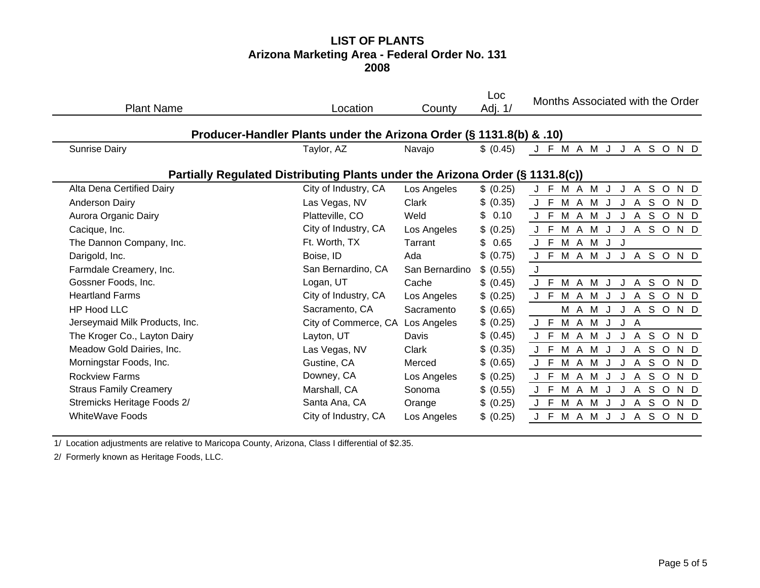**LIST OF PLANTS**
**Arizona Marketing Area - Federal Order No. 131**
**2008**

| Plant Name | Location | County | Loc Adj. 1/ | Months Associated with the Order |
|---|---|---|---|---|
| **Producer-Handler Plants under the Arizona Order (§ 1131.8(b) & .10)** | | | | |
| Sunrise Dairy | Taylor, AZ | Navajo | $ (0.45) | J F M A M J J A S O N D |
| **Partially Regulated Distributing Plants under the Arizona Order (§ 1131.8(c))** | | | | |
| Alta Dena Certified Dairy | City of Industry, CA | Los Angeles | $ (0.25) | J F M A M J J A S O N D |
| Anderson Dairy | Las Vegas, NV | Clark | $ (0.35) | J F M A M J J A S O N D |
| Aurora Organic Dairy | Platteville, CO | Weld | $ 0.10 | J F M A M J J A S O N D |
| Cacique, Inc. | City of Industry, CA | Los Angeles | $ (0.25) | J F M A M J J A S O N D |
| The Dannon Company, Inc. | Ft. Worth, TX | Tarrant | $ 0.65 | J F M A M J J |
| Darigold, Inc. | Boise, ID | Ada | $ (0.75) | J F M A M J J A S O N D |
| Farmdale Creamery, Inc. | San Bernardino, CA | San Bernardino | $ (0.55) | J |
| Gossner Foods, Inc. | Logan, UT | Cache | $ (0.45) | J F M A M J J A S O N D |
| Heartland Farms | City of Industry, CA | Los Angeles | $ (0.25) | J F M A M J J A S O N D |
| HP Hood LLC | Sacramento, CA | Sacramento | $ (0.65) | M A M J J A S O N D |
| Jerseymaid Milk Products, Inc. | City of Commerce, CA | Los Angeles | $ (0.25) | J F M A M J J A |
| The Kroger Co., Layton Dairy | Layton, UT | Davis | $ (0.45) | J F M A M J J A S O N D |
| Meadow Gold Dairies, Inc. | Las Vegas, NV | Clark | $ (0.35) | J F M A M J J A S O N D |
| Morningstar Foods, Inc. | Gustine, CA | Merced | $ (0.65) | J F M A M J J A S O N D |
| Rockview Farms | Downey, CA | Los Angeles | $ (0.25) | J F M A M J J A S O N D |
| Straus Family Creamery | Marshall, CA | Sonoma | $ (0.55) | J F M A M J J A S O N D |
| Stremicks Heritage Foods 2/ | Santa Ana, CA | Orange | $ (0.25) | J F M A M J J A S O N D |
| WhiteWave Foods | City of Industry, CA | Los Angeles | $ (0.25) | J F M A M J J A S O N D |

1/ Location adjustments are relative to Maricopa County, Arizona, Class I differential of $2.35.

2/ Formerly known as Heritage Foods, LLC.